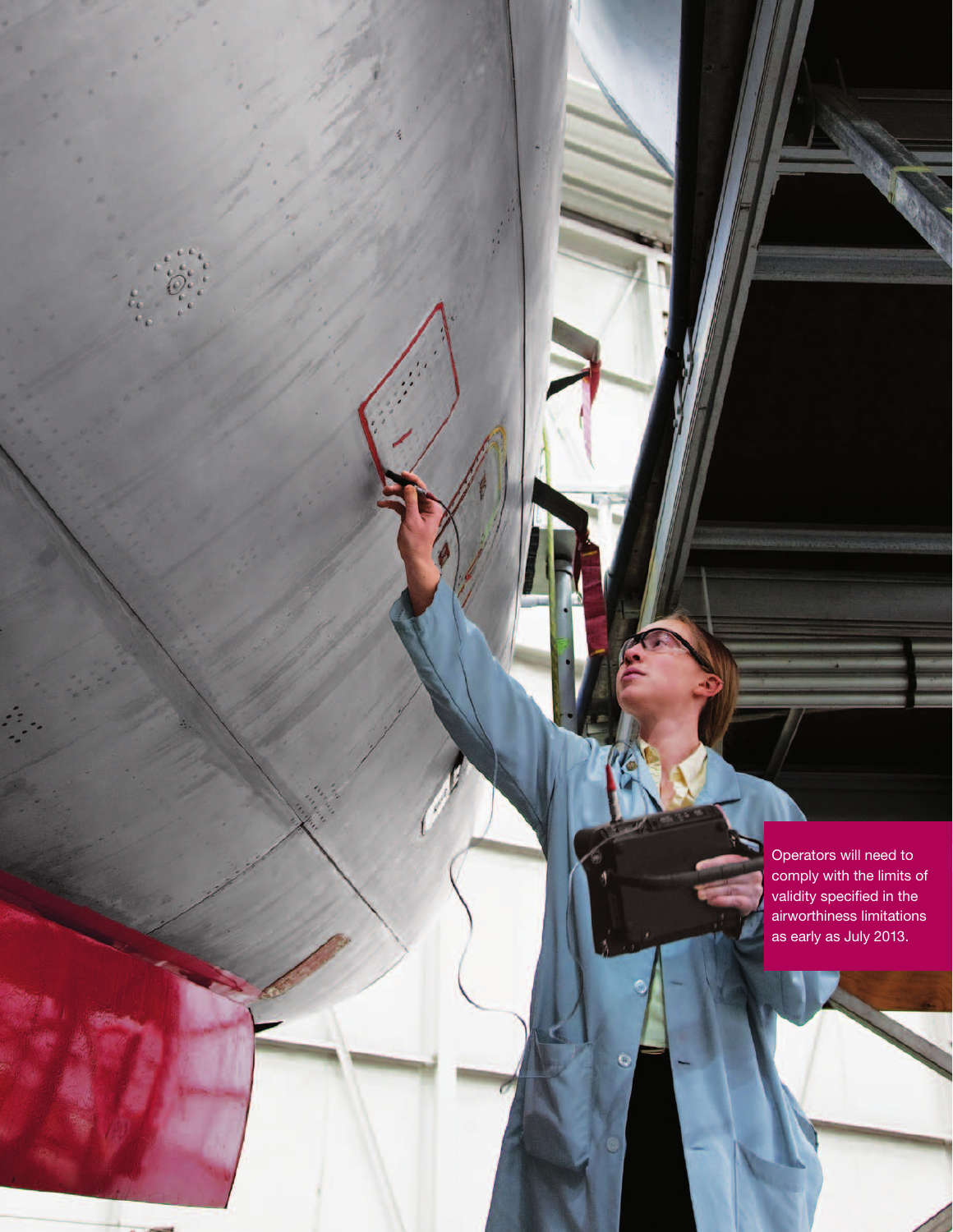Operators will need to comply with the limits of validity specified in the airworthiness limitations as early as July 2013.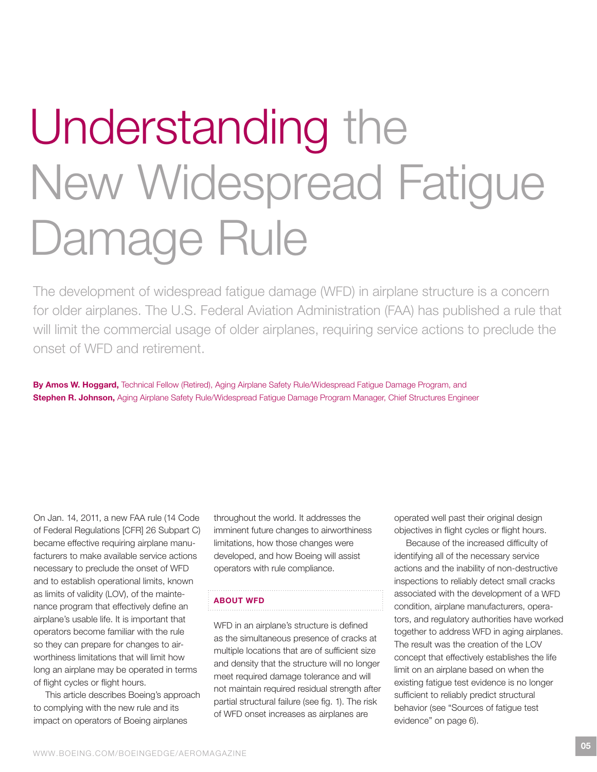# Understanding the New Widespread Fatigue Damage Rule

The development of widespread fatigue damage (WFD) in airplane structure is a concern for older airplanes. The U.S. Federal Aviation Administration (FAA) has published a rule that will limit the commercial usage of older airplanes, requiring service actions to preclude the onset of WFD and retirement.

**By Amos W. Hoggard,** Technical Fellow (Retired), Aging Airplane Safety Rule/Widespread Fatigue Damage Program, and **Stephen R. Johnson,** Aging Airplane Safety Rule/Widespread Fatigue Damage Program Manager, Chief Structures Engineer

On Jan. 14, 2011, a new FAA rule (14 Code of Federal Regulations [CFR] 26 Subpart C) became effective requiring airplane manufacturers to make available service actions necessary to preclude the onset of WFD and to establish operational limits, known as limits of validity (LOV), of the maintenance program that effectively define an airplane's usable life. It is important that operators become familiar with the rule so they can prepare for changes to airworthiness limitations that will limit how long an airplane may be operated in terms of flight cycles or flight hours.

This article describes Boeing's approach to complying with the new rule and its impact on operators of Boeing airplanes throughout the world. It addresses the imminent future changes to airworthiness limitations, how those changes were developed, and how Boeing will assist operators with rule compliance.

## ABOUT WFD

WFD in an airplane's structure is defined as the simultaneous presence of cracks at multiple locations that are of sufficient size and density that the structure will no longer meet required damage tolerance and will not maintain required residual strength after partial structural failure (see fig. 1). The risk of WFD onset increases as airplanes are operated well past their original design objectives in flight cycles or flight hours.

Because of the increased difficulty of identifying all of the necessary service actions and the inability of non-destructive inspections to reliably detect small cracks associated with the development of a WFD condition, airplane manufacturers, operators, and regulatory authorities have worked together to address WFD in aging airplanes. The result was the creation of the LOV concept that effectively establishes the life limit on an airplane based on when the existing fatigue test evidence is no longer sufficient to reliably predict structural behavior (see "Sources of fatigue test evidence" on page 6).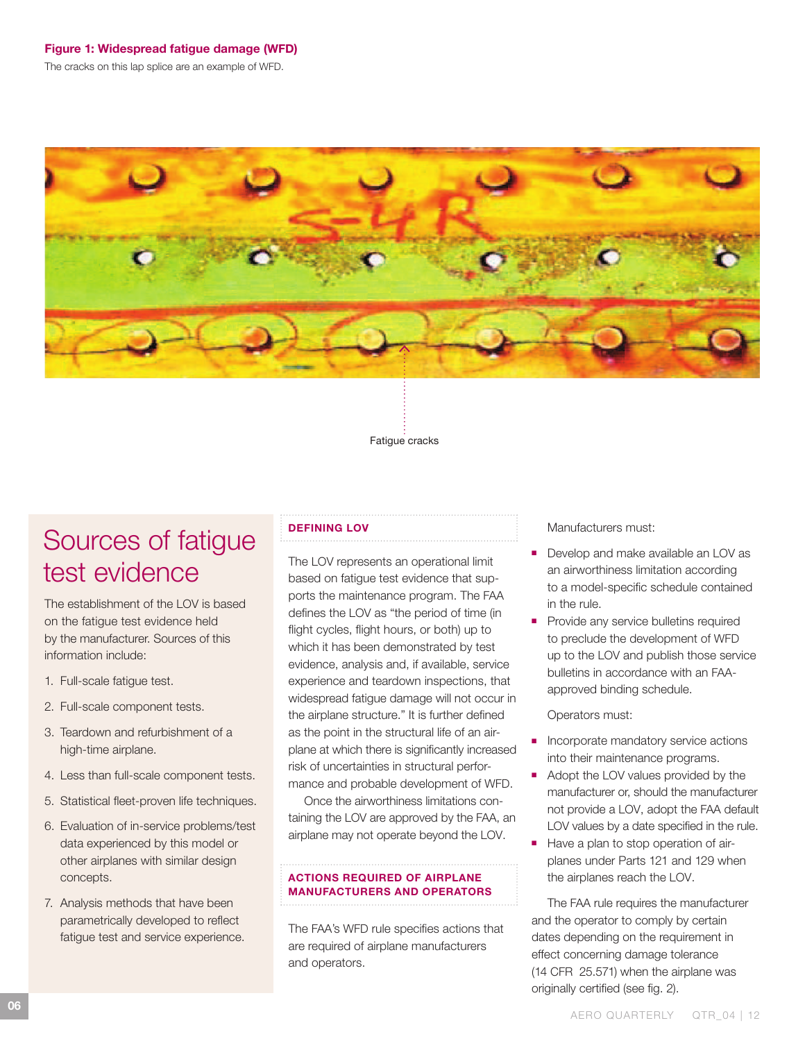**Figure 1: Widespread fatigue damage (WFD)**

The cracks on this lap splice are an example of WFD.

Fatigue cracks

## Sources of fatigue test evidence

The establishment of the LOV is based on the fatigue test evidence held by the manufacturer. Sources of this information include:

1. Full-scale fatigue test.
2. Full-scale component tests.
3. Teardown and refurbishment of a high-time airplane.
4. Less than full-scale component tests.
5. Statistical fleet-proven life techniques.
6. Evaluation of in-service problems/test data experienced by this model or other airplanes with similar design concepts.
7. Analysis methods that have been parametrically developed to reflect fatigue test and service experience.

### DEFINING LOV

The LOV represents an operational limit based on fatigue test evidence that supports the maintenance program. The FAA defines the LOV as "the period of time (in flight cycles, flight hours, or both) up to which it has been demonstrated by test evidence, analysis and, if available, service experience and teardown inspections, that widespread fatigue damage will not occur in the airplane structure." It is further defined as the point in the structural life of an airplane at which there is significantly increased risk of uncertainties in structural performance and probable development of WFD.

Once the airworthiness limitations containing the LOV are approved by the FAA, an airplane may not operate beyond the LOV.

### ACTIONS REQUIRED OF AIRPLANE MANUFACTURERS AND OPERATORS

The FAA's WFD rule specifies actions that are required of airplane manufacturers and operators.

Manufacturers must:

- Develop and make available an LOV as an airworthiness limitation according to a model-specific schedule contained in the rule.
- Provide any service bulletins required to preclude the development of WFD up to the LOV and publish those service bulletins in accordance with an FAA-approved binding schedule.

Operators must:

- Incorporate mandatory service actions into their maintenance programs.
- Adopt the LOV values provided by the manufacturer or, should the manufacturer not provide a LOV, adopt the FAA default LOV values by a date specified in the rule.
- Have a plan to stop operation of airplanes under Parts 121 and 129 when the airplanes reach the LOV.

The FAA rule requires the manufacturer and the operator to comply by certain dates depending on the requirement in effect concerning damage tolerance (14 CFR 25.571) when the airplane was originally certified (see fig. 2).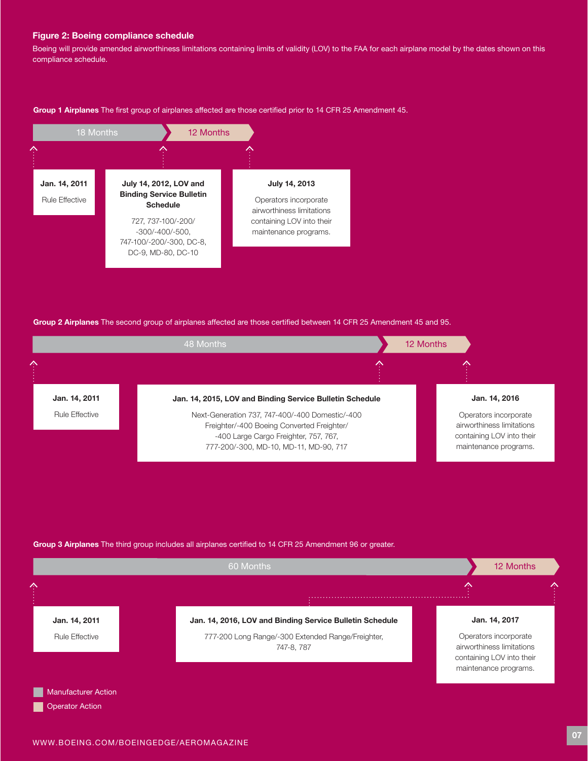**Figure 2: Boeing compliance schedule**

Boeing will provide amended airworthiness limitations containing limits of validity (LOV) to the FAA for each airplane model by the dates shown on this compliance schedule.

**Group 1 Airplanes** The first group of airplanes affected are those certified prior to 14 CFR 25 Amendment 45.

18 Months | 12 Months

**Jan. 14, 2011**

Rule Effective

**July 14, 2012, LOV and Binding Service Bulletin Schedule**

727, 737-100/-200/-300/-400/-500, 747-100/-200/-300, DC-8, DC-9, MD-80, DC-10

**July 14, 2013**

Operators incorporate airworthiness limitations containing LOV into their maintenance programs.

**Group 2 Airplanes** The second group of airplanes affected are those certified between 14 CFR 25 Amendment 45 and 95.

48 Months | 12 Months

**Jan. 14, 2011**

Rule Effective

**Jan. 14, 2015, LOV and Binding Service Bulletin Schedule**

Next-Generation 737, 747-400/-400 Domestic/-400 Freighter/-400 Boeing Converted Freighter/-400 Large Cargo Freighter, 757, 767, 777-200/-300, MD-10, MD-11, MD-90, 717

**Jan. 14, 2016**

Operators incorporate airworthiness limitations containing LOV into their maintenance programs.

**Group 3 Airplanes** The third group includes all airplanes certified to 14 CFR 25 Amendment 96 or greater.

60 Months | 12 Months

**Jan. 14, 2011**

Rule Effective

**Jan. 14, 2016, LOV and Binding Service Bulletin Schedule**

777-200 Long Range/-300 Extended Range/Freighter, 747-8, 787

**Jan. 14, 2017**

Operators incorporate airworthiness limitations containing LOV into their maintenance programs.

Manufacturer Action

Operator Action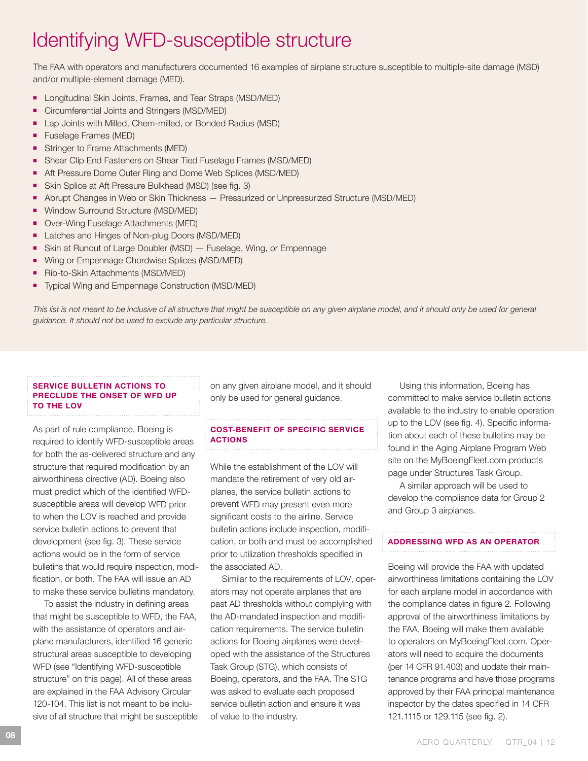# Identifying WFD-susceptible structure

The FAA with operators and manufacturers documented 16 examples of airplane structure susceptible to multiple-site damage (MSD) and/or multiple-element damage (MED).

- Longitudinal Skin Joints, Frames, and Tear Straps (MSD/MED)
- Circumferential Joints and Stringers (MSD/MED)
- Lap Joints with Milled, Chem-milled, or Bonded Radius (MSD)
- Fuselage Frames (MED)
- Stringer to Frame Attachments (MED)
- Shear Clip End Fasteners on Shear Tied Fuselage Frames (MSD/MED)
- Aft Pressure Dome Outer Ring and Dome Web Splices (MSD/MED)
- Skin Splice at Aft Pressure Bulkhead (MSD) (see fig. 3)
- Abrupt Changes in Web or Skin Thickness — Pressurized or Unpressurized Structure (MSD/MED)
- Window Surround Structure (MSD/MED)
- Over-Wing Fuselage Attachments (MED)
- Latches and Hinges of Non-plug Doors (MSD/MED)
- Skin at Runout of Large Doubler (MSD) — Fuselage, Wing, or Empennage
- Wing or Empennage Chordwise Splices (MSD/MED)
- Rib-to-Skin Attachments (MSD/MED)
- Typical Wing and Empennage Construction (MSD/MED)

*This list is not meant to be inclusive of all structure that might be susceptible on any given airplane model, and it should only be used for general guidance. It should not be used to exclude any particular structure.*

### SERVICE BULLETIN ACTIONS TO PRECLUDE THE ONSET OF WFD UP TO THE LOV

As part of rule compliance, Boeing is required to identify WFD-susceptible areas for both the as-delivered structure and any structure that required modification by an airworthiness directive (AD). Boeing also must predict which of the identified WFD-susceptible areas will develop WFD prior to when the LOV is reached and provide service bulletin actions to prevent that development (see fig. 3). These service actions would be in the form of service bulletins that would require inspection, modification, or both. The FAA will issue an AD to make these service bulletins mandatory.

To assist the industry in defining areas that might be susceptible to WFD, the FAA, with the assistance of operators and airplane manufacturers, identified 16 generic structural areas susceptible to developing WFD (see "Identifying WFD-susceptible structure" on this page). All of these areas are explained in the FAA Advisory Circular 120-104. This list is not meant to be inclusive of all structure that might be susceptible on any given airplane model, and it should only be used for general guidance.

### COST-BENEFIT OF SPECIFIC SERVICE ACTIONS

While the establishment of the LOV will mandate the retirement of very old airplanes, the service bulletin actions to prevent WFD may present even more significant costs to the airline. Service bulletin actions include inspection, modification, or both and must be accomplished prior to utilization thresholds specified in the associated AD.

Similar to the requirements of LOV, operators may not operate airplanes that are past AD thresholds without complying with the AD-mandated inspection and modification requirements. The service bulletin actions for Boeing airplanes were developed with the assistance of the Structures Task Group (STG), which consists of Boeing, operators, and the FAA. The STG was asked to evaluate each proposed service bulletin action and ensure it was of value to the industry.

Using this information, Boeing has committed to make service bulletin actions available to the industry to enable operation up to the LOV (see fig. 4). Specific information about each of these bulletins may be found in the Aging Airplane Program Web site on the MyBoeingFleet.com products page under Structures Task Group.

A similar approach will be used to develop the compliance data for Group 2 and Group 3 airplanes.

### ADDRESSING WFD AS AN OPERATOR

Boeing will provide the FAA with updated airworthiness limitations containing the LOV for each airplane model in accordance with the compliance dates in figure 2. Following approval of the airworthiness limitations by the FAA, Boeing will make them available to operators on MyBoeingFleet.com. Operators will need to acquire the documents (per 14 CFR 91.403) and update their maintenance programs and have those programs approved by their FAA principal maintenance inspector by the dates specified in 14 CFR 121.1115 or 129.115 (see fig. 2).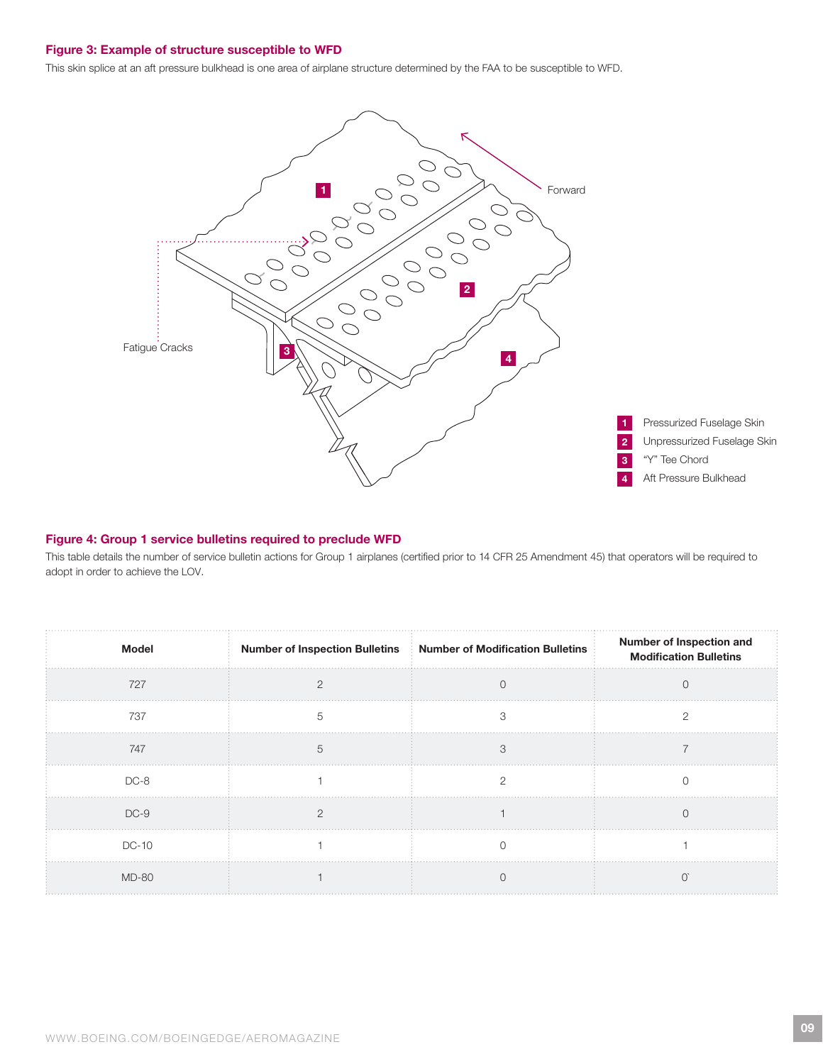### Figure 3: Example of structure susceptible to WFD

This skin splice at an aft pressure bulkhead is one area of airplane structure determined by the FAA to be susceptible to WFD.

Forward

Fatigue Cracks

1 Pressurized Fuselage Skin
2 Unpressurized Fuselage Skin
3 "Y" Tee Chord
4 Aft Pressure Bulkhead

### Figure 4: Group 1 service bulletins required to preclude WFD

This table details the number of service bulletin actions for Group 1 airplanes (certified prior to 14 CFR 25 Amendment 45) that operators will be required to adopt in order to achieve the LOV.

| Model | Number of Inspection Bulletins | Number of Modification Bulletins | Number of Inspection and Modification Bulletins |
|---|---|---|---|
| 727 | 2 | 0 | 0 |
| 737 | 5 | 3 | 2 |
| 747 | 5 | 3 | 7 |
| DC-8 | 1 | 2 | 0 |
| DC-9 | 2 | 1 | 0 |
| DC-10 | 1 | 0 | 1 |
| MD-80 | 1 | 0 | 0` |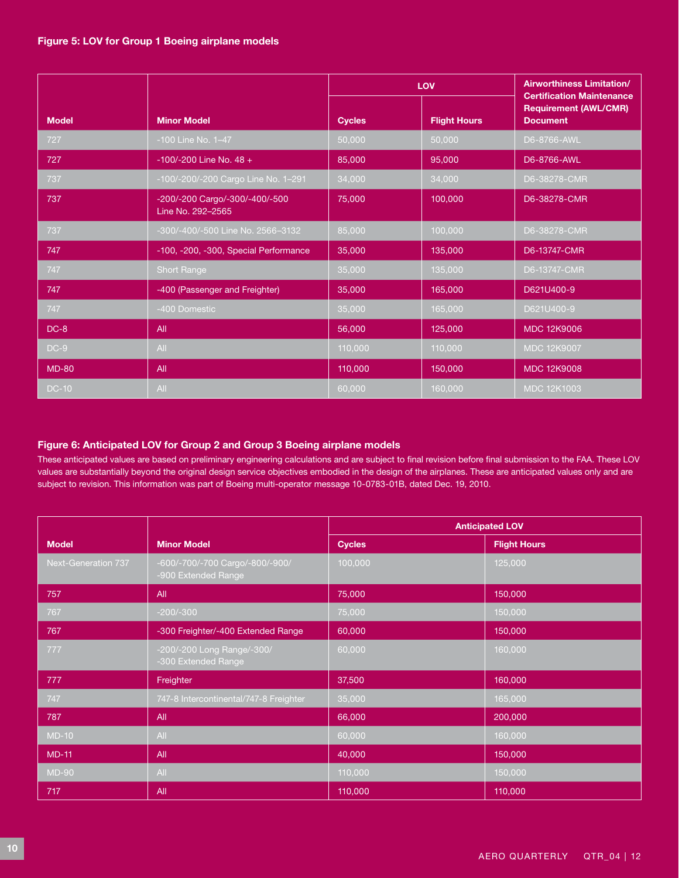**Figure 5: LOV for Group 1 Boeing airplane models**

| Model | Minor Model | LOV | | Airworthiness Limitation/ Certification Maintenance Requirement (AWL/CMR) Document |
|---|---|---|---|---|
| | | Cycles | Flight Hours | |
| 727 | -100 Line No. 1–47 | 50,000 | 50,000 | D6-8766-AWL |
| 727 | -100/-200 Line No. 48 + | 85,000 | 95,000 | D6-8766-AWL |
| 737 | -100/-200/-200 Cargo Line No. 1–291 | 34,000 | 34,000 | D6-38278-CMR |
| 737 | -200/-200 Cargo/-300/-400/-500 Line No. 292–2565 | 75,000 | 100,000 | D6-38278-CMR |
| 737 | -300/-400/-500 Line No. 2566–3132 | 85,000 | 100,000 | D6-38278-CMR |
| 747 | -100, -200, -300, Special Performance | 35,000 | 135,000 | D6-13747-CMR |
| 747 | Short Range | 35,000 | 135,000 | D6-13747-CMR |
| 747 | -400 (Passenger and Freighter) | 35,000 | 165,000 | D621U400-9 |
| 747 | -400 Domestic | 35,000 | 165,000 | D621U400-9 |
| DC-8 | All | 56,000 | 125,000 | MDC 12K9006 |
| DC-9 | All | 110,000 | 110,000 | MDC 12K9007 |
| MD-80 | All | 110,000 | 150,000 | MDC 12K9008 |
| DC-10 | All | 60,000 | 160,000 | MDC 12K1003 |

**Figure 6: Anticipated LOV for Group 2 and Group 3 Boeing airplane models**

These anticipated values are based on preliminary engineering calculations and are subject to final revision before final submission to the FAA. These LOV values are substantially beyond the original design service objectives embodied in the design of the airplanes. These are anticipated values only and are subject to revision. This information was part of Boeing multi-operator message 10-0783-01B, dated Dec. 19, 2010.

| Model | Minor Model | Anticipated LOV | |
|---|---|---|---|
| | | Cycles | Flight Hours |
| Next-Generation 737 | -600/-700/-700 Cargo/-800/-900/ -900 Extended Range | 100,000 | 125,000 |
| 757 | All | 75,000 | 150,000 |
| 767 | -200/-300 | 75,000 | 150,000 |
| 767 | -300 Freighter/-400 Extended Range | 60,000 | 150,000 |
| 777 | -200/-200 Long Range/-300/ -300 Extended Range | 60,000 | 160,000 |
| 777 | Freighter | 37,500 | 160,000 |
| 747 | 747-8 Intercontinental/747-8 Freighter | 35,000 | 165,000 |
| 787 | All | 66,000 | 200,000 |
| MD-10 | All | 60,000 | 160,000 |
| MD-11 | All | 40,000 | 150,000 |
| MD-90 | All | 110,000 | 150,000 |
| 717 | All | 110,000 | 110,000 |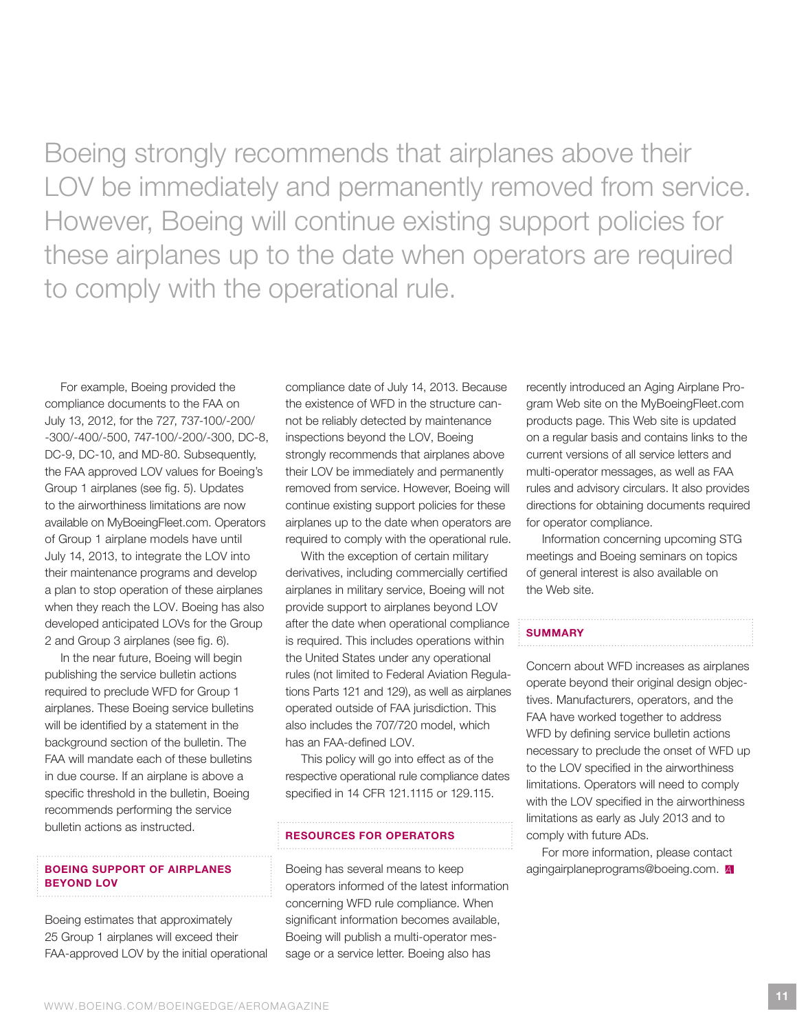> Boeing strongly recommends that airplanes above their LOV be immediately and permanently removed from service. However, Boeing will continue existing support policies for these airplanes up to the date when operators are required to comply with the operational rule.

For example, Boeing provided the compliance documents to the FAA on July 13, 2012, for the 727, 737-100/-200/-300/-400/-500, 747-100/-200/-300, DC-8, DC-9, DC-10, and MD-80. Subsequently, the FAA approved LOV values for Boeing's Group 1 airplanes (see fig. 5). Updates to the airworthiness limitations are now available on MyBoeingFleet.com. Operators of Group 1 airplane models have until July 14, 2013, to integrate the LOV into their maintenance programs and develop a plan to stop operation of these airplanes when they reach the LOV. Boeing has also developed anticipated LOVs for the Group 2 and Group 3 airplanes (see fig. 6).

In the near future, Boeing will begin publishing the service bulletin actions required to preclude WFD for Group 1 airplanes. These Boeing service bulletins will be identified by a statement in the background section of the bulletin. The FAA will mandate each of these bulletins in due course. If an airplane is above a specific threshold in the bulletin, Boeing recommends performing the service bulletin actions as instructed.

## BOEING SUPPORT OF AIRPLANES BEYOND LOV

Boeing estimates that approximately 25 Group 1 airplanes will exceed their FAA-approved LOV by the initial operational compliance date of July 14, 2013. Because the existence of WFD in the structure cannot be reliably detected by maintenance inspections beyond the LOV, Boeing strongly recommends that airplanes above their LOV be immediately and permanently removed from service. However, Boeing will continue existing support policies for these airplanes up to the date when operators are required to comply with the operational rule.

With the exception of certain military derivatives, including commercially certified airplanes in military service, Boeing will not provide support to airplanes beyond LOV after the date when operational compliance is required. This includes operations within the United States under any operational rules (not limited to Federal Aviation Regulations Parts 121 and 129), as well as airplanes operated outside of FAA jurisdiction. This also includes the 707/720 model, which has an FAA-defined LOV.

This policy will go into effect as of the respective operational rule compliance dates specified in 14 CFR 121.1115 or 129.115.

## RESOURCES FOR OPERATORS

Boeing has several means to keep operators informed of the latest information concerning WFD rule compliance. When significant information becomes available, Boeing will publish a multi-operator message or a service letter. Boeing also has recently introduced an Aging Airplane Program Web site on the MyBoeingFleet.com products page. This Web site is updated on a regular basis and contains links to the current versions of all service letters and multi-operator messages, as well as FAA rules and advisory circulars. It also provides directions for obtaining documents required for operator compliance.

Information concerning upcoming STG meetings and Boeing seminars on topics of general interest is also available on the Web site.

## SUMMARY

Concern about WFD increases as airplanes operate beyond their original design objectives. Manufacturers, operators, and the FAA have worked together to address WFD by defining service bulletin actions necessary to preclude the onset of WFD up to the LOV specified in the airworthiness limitations. Operators will need to comply with the LOV specified in the airworthiness limitations as early as July 2013 and to comply with future ADs.

For more information, please contact agingairplaneprograms@boeing.com.